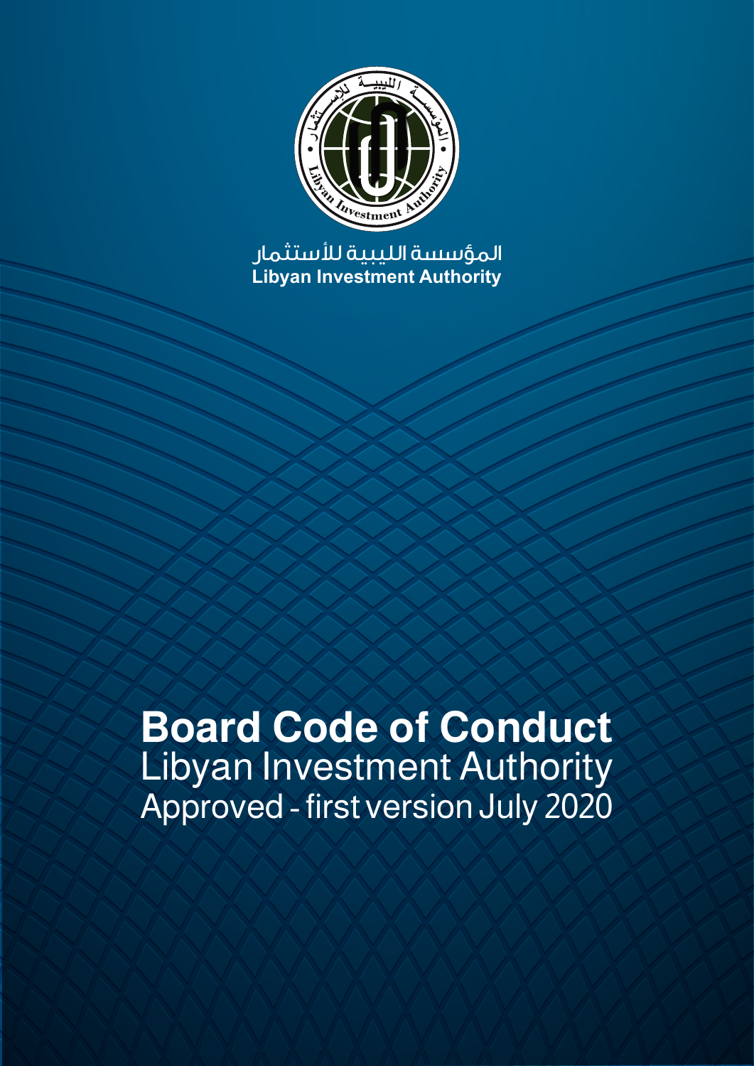المؤسسة الليبية للأستثمار

**Libyan Investment Authority**

# Board Code of Conduct

Libyan Investment Authority

Approved - first version July 2020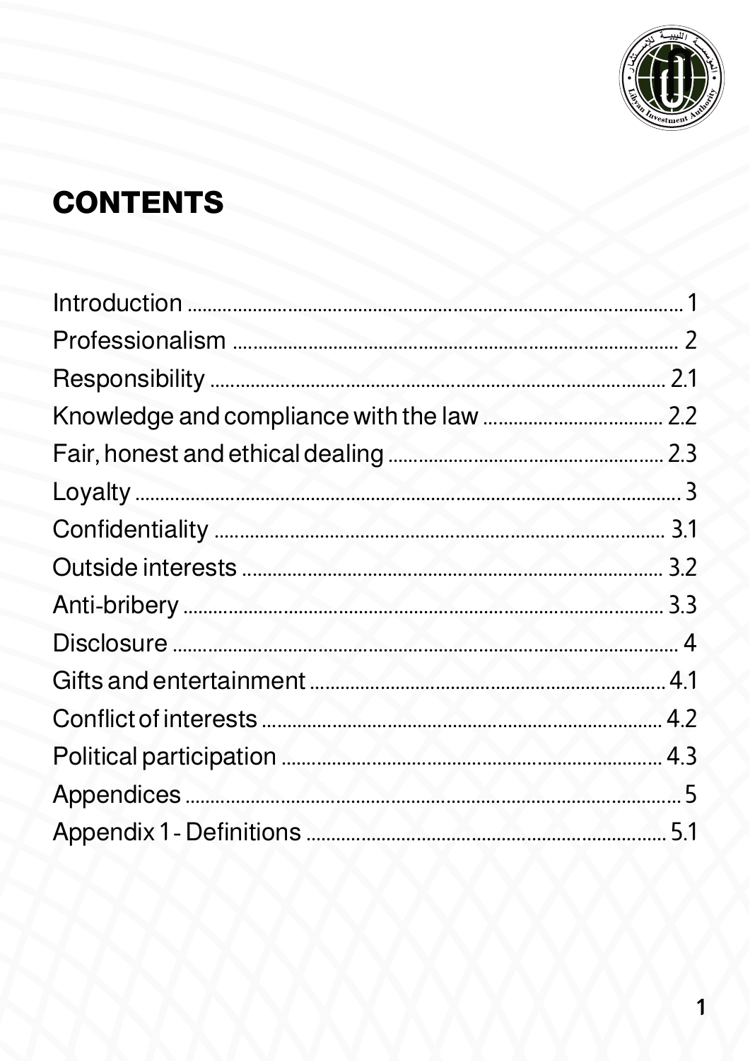# CONTENTS

Introduction ........................................................................................ 1
Professionalism ................................................................................. 2
Responsibility ..................................................................................... 2.1
Knowledge and compliance with the law .................................. 2.2
Fair, honest and ethical dealing ..................................................... 2.3
Loyalty .................................................................................................... 3
Confidentiality ..................................................................................... 3.1
Outside interests ................................................................................. 3.2
Anti-bribery ........................................................................................... 3.3
Disclosure ............................................................................................. 4
Gifts and entertainment ................................................................... 4.1
Conflict of interests ........................................................................... 4.2
Political participation ........................................................................ 4.3
Appendices ........................................................................................... 5
Appendix 1 - Definitions ................................................................... 5.1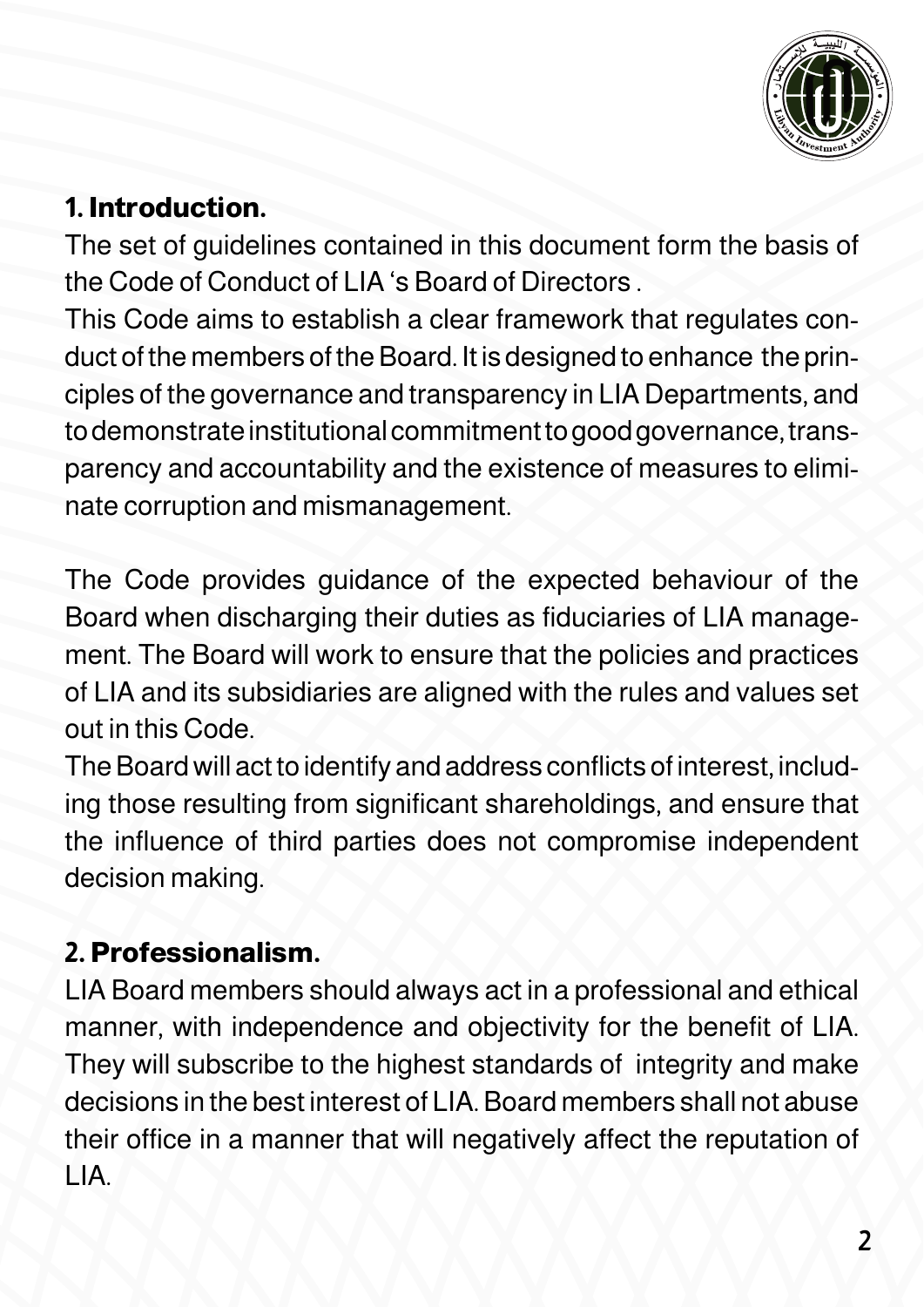## 1. Introduction.

The set of guidelines contained in this document form the basis of the Code of Conduct of LIA 's Board of Directors .

This Code aims to establish a clear framework that regulates conduct of the members of the Board. It is designed to enhance the principles of the governance and transparency in LIA Departments, and to demonstrate institutional commitment to good governance, transparency and accountability and the existence of measures to eliminate corruption and mismanagement.

The Code provides guidance of the expected behaviour of the Board when discharging their duties as fiduciaries of LIA management. The Board will work to ensure that the policies and practices of LIA and its subsidiaries are aligned with the rules and values set out in this Code.

The Board will act to identify and address conflicts of interest, including those resulting from significant shareholdings, and ensure that the influence of third parties does not compromise independent decision making.

## 2. Professionalism.

LIA Board members should always act in a professional and ethical manner, with independence and objectivity for the benefit of LIA. They will subscribe to the highest standards of integrity and make decisions in the best interest of LIA. Board members shall not abuse their office in a manner that will negatively affect the reputation of LIA.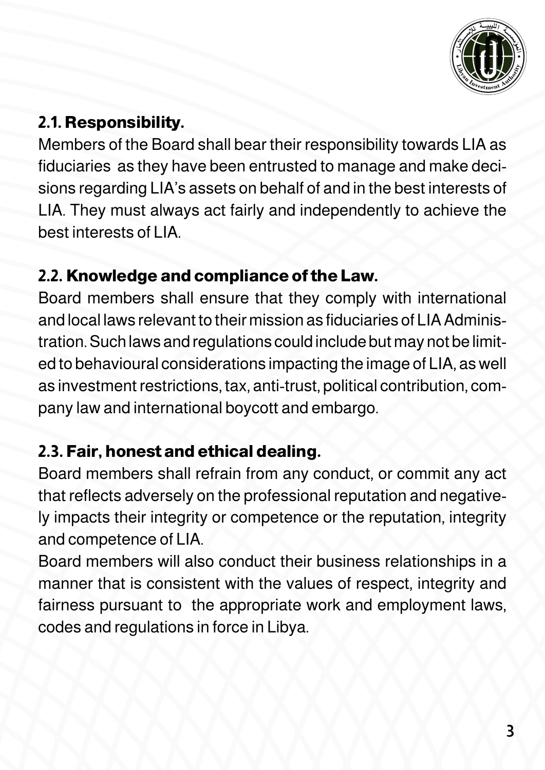### 2.1. Responsibility.

Members of the Board shall bear their responsibility towards LIA as fiduciaries as they have been entrusted to manage and make decisions regarding LIA's assets on behalf of and in the best interests of LIA. They must always act fairly and independently to achieve the best interests of LIA.

### 2.2. Knowledge and compliance of the Law.

Board members shall ensure that they comply with international and local laws relevant to their mission as fiduciaries of LIA Administration. Such laws and regulations could include but may not be limited to behavioural considerations impacting the image of LIA, as well as investment restrictions, tax, anti-trust, political contribution, company law and international boycott and embargo.

### 2.3. Fair, honest and ethical dealing.

Board members shall refrain from any conduct, or commit any act that reflects adversely on the professional reputation and negatively impacts their integrity or competence or the reputation, integrity and competence of LIA.

Board members will also conduct their business relationships in a manner that is consistent with the values of respect, integrity and fairness pursuant to the appropriate work and employment laws, codes and regulations in force in Libya.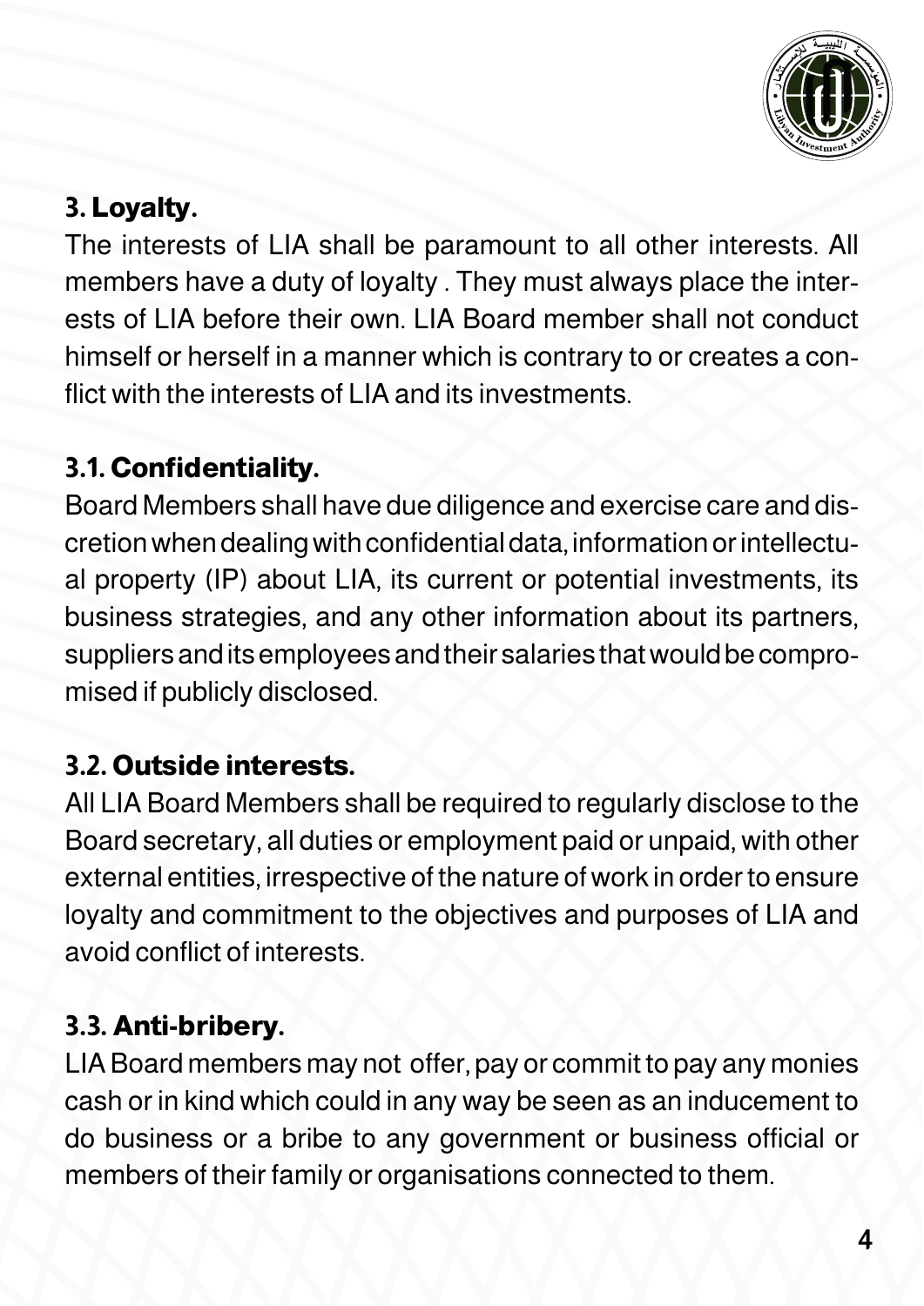### 3. Loyalty.

The interests of LIA shall be paramount to all other interests. All members have a duty of loyalty . They must always place the interests of LIA before their own. LIA Board member shall not conduct himself or herself in a manner which is contrary to or creates a conflict with the interests of LIA and its investments.

### 3.1. Confidentiality.

Board Members shall have due diligence and exercise care and discretion when dealing with confidential data, information or intellectual property (IP) about LIA, its current or potential investments, its business strategies, and any other information about its partners, suppliers and its employees and their salaries that would be compromised if publicly disclosed.

### 3.2. Outside interests.

All LIA Board Members shall be required to regularly disclose to the Board secretary, all duties or employment paid or unpaid, with other external entities, irrespective of the nature of work in order to ensure loyalty and commitment to the objectives and purposes of LIA and avoid conflict of interests.

### 3.3. Anti-bribery.

LIA Board members may not offer, pay or commit to pay any monies cash or in kind which could in any way be seen as an inducement to do business or a bribe to any government or business official or members of their family or organisations connected to them.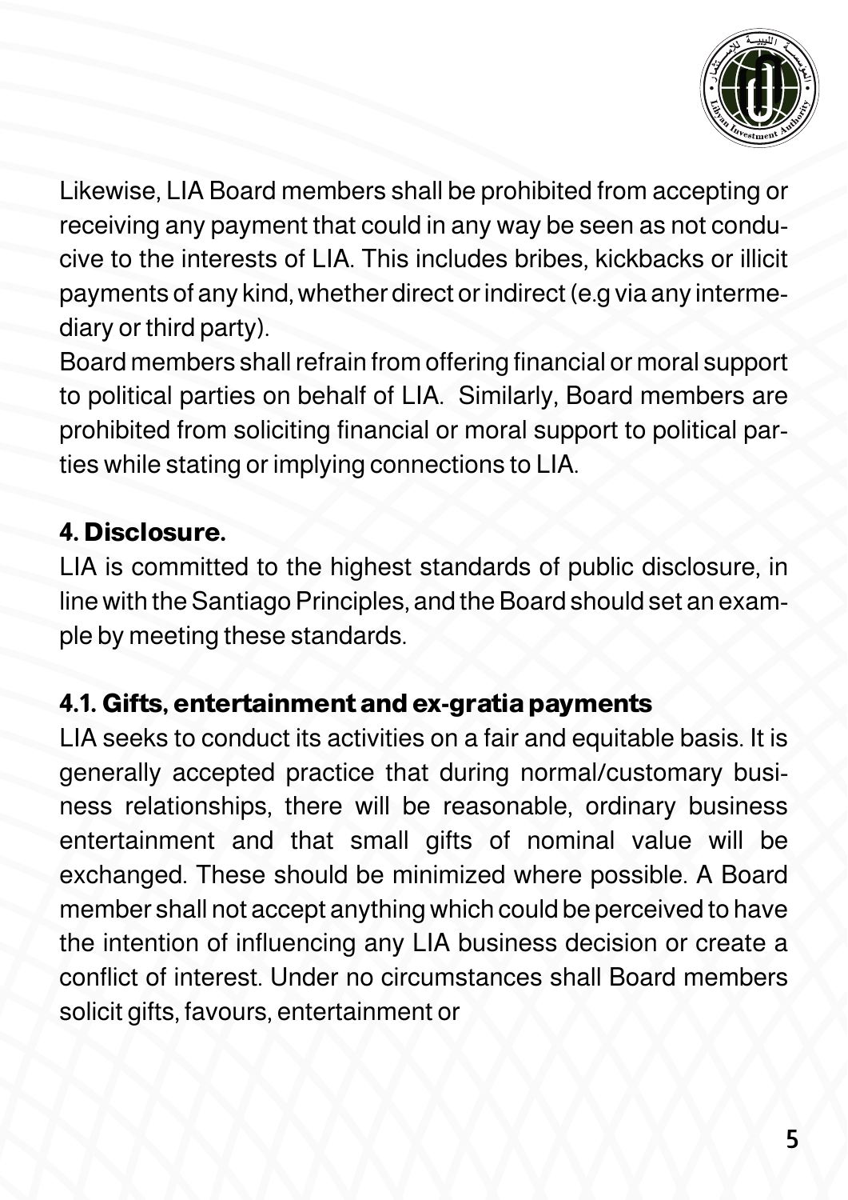Likewise, LIA Board members shall be prohibited from accepting or receiving any payment that could in any way be seen as not conducive to the interests of LIA. This includes bribes, kickbacks or illicit payments of any kind, whether direct or indirect (e.g via any intermediary or third party).

Board members shall refrain from offering financial or moral support to political parties on behalf of LIA. Similarly, Board members are prohibited from soliciting financial or moral support to political parties while stating or implying connections to LIA.

## 4. Disclosure.

LIA is committed to the highest standards of public disclosure, in line with the Santiago Principles, and the Board should set an example by meeting these standards.

### 4.1. Gifts, entertainment and ex-gratia payments

LIA seeks to conduct its activities on a fair and equitable basis. It is generally accepted practice that during normal/customary business relationships, there will be reasonable, ordinary business entertainment and that small gifts of nominal value will be exchanged. These should be minimized where possible. A Board member shall not accept anything which could be perceived to have the intention of influencing any LIA business decision or create a conflict of interest. Under no circumstances shall Board members solicit gifts, favours, entertainment or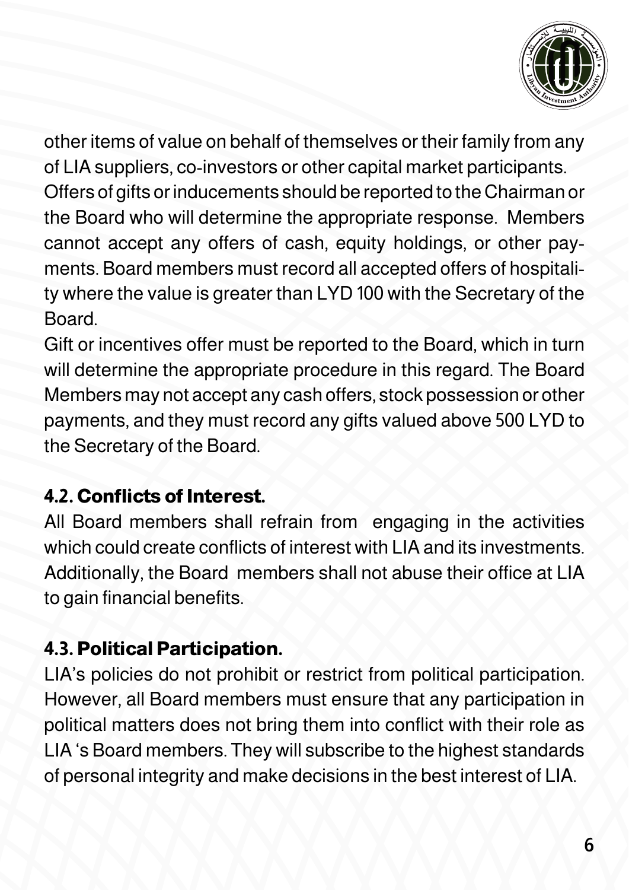other items of value on behalf of themselves or their family from any of LIA suppliers, co-investors or other capital market participants. Offers of gifts or inducements should be reported to the Chairman or the Board who will determine the appropriate response. Members cannot accept any offers of cash, equity holdings, or other payments. Board members must record all accepted offers of hospitality where the value is greater than LYD 100 with the Secretary of the Board.

Gift or incentives offer must be reported to the Board, which in turn will determine the appropriate procedure in this regard. The Board Members may not accept any cash offers, stock possession or other payments, and they must record any gifts valued above 500 LYD to the Secretary of the Board.

### 4.2. Conflicts of Interest.

All Board members shall refrain from engaging in the activities which could create conflicts of interest with LIA and its investments. Additionally, the Board members shall not abuse their office at LIA to gain financial benefits.

### 4.3. Political Participation.

LIA's policies do not prohibit or restrict from political participation. However, all Board members must ensure that any participation in political matters does not bring them into conflict with their role as LIA 's Board members. They will subscribe to the highest standards of personal integrity and make decisions in the best interest of LIA.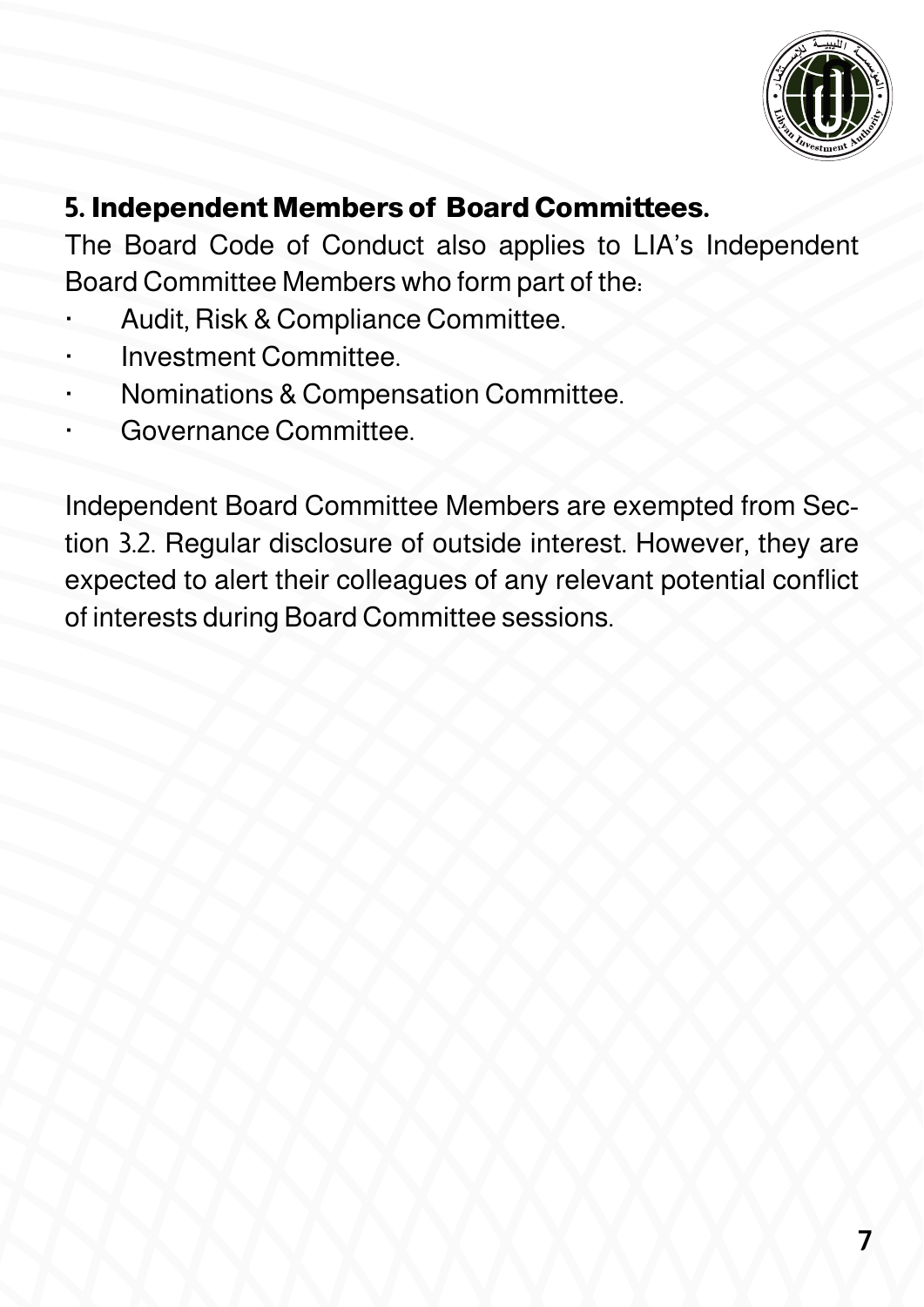## 5. Independent Members of Board Committees.

The Board Code of Conduct also applies to LIA's Independent Board Committee Members who form part of the:

- Audit, Risk & Compliance Committee.
- Investment Committee.
- Nominations & Compensation Committee.
- Governance Committee.

Independent Board Committee Members are exempted from Section 3.2. Regular disclosure of outside interest. However, they are expected to alert their colleagues of any relevant potential conflict of interests during Board Committee sessions.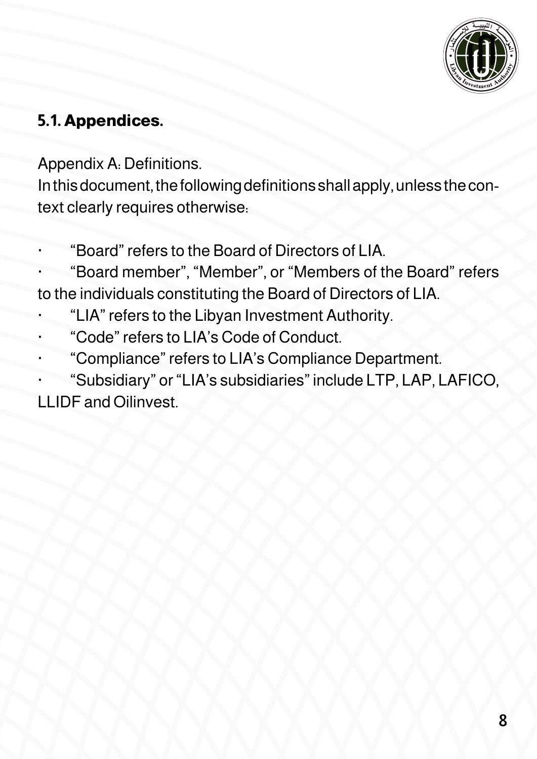## 5.1. Appendices.

Appendix A: Definitions.

In this document, the following definitions shall apply, unless the context clearly requires otherwise:

- "Board" refers to the Board of Directors of LIA.
- "Board member", "Member", or "Members of the Board" refers to the individuals constituting the Board of Directors of LIA.
- "LIA" refers to the Libyan Investment Authority.
- "Code" refers to LIA's Code of Conduct.
- "Compliance" refers to LIA's Compliance Department.
- "Subsidiary" or "LIA's subsidiaries" include LTP, LAP, LAFICO, LLIDF and Oilinvest.